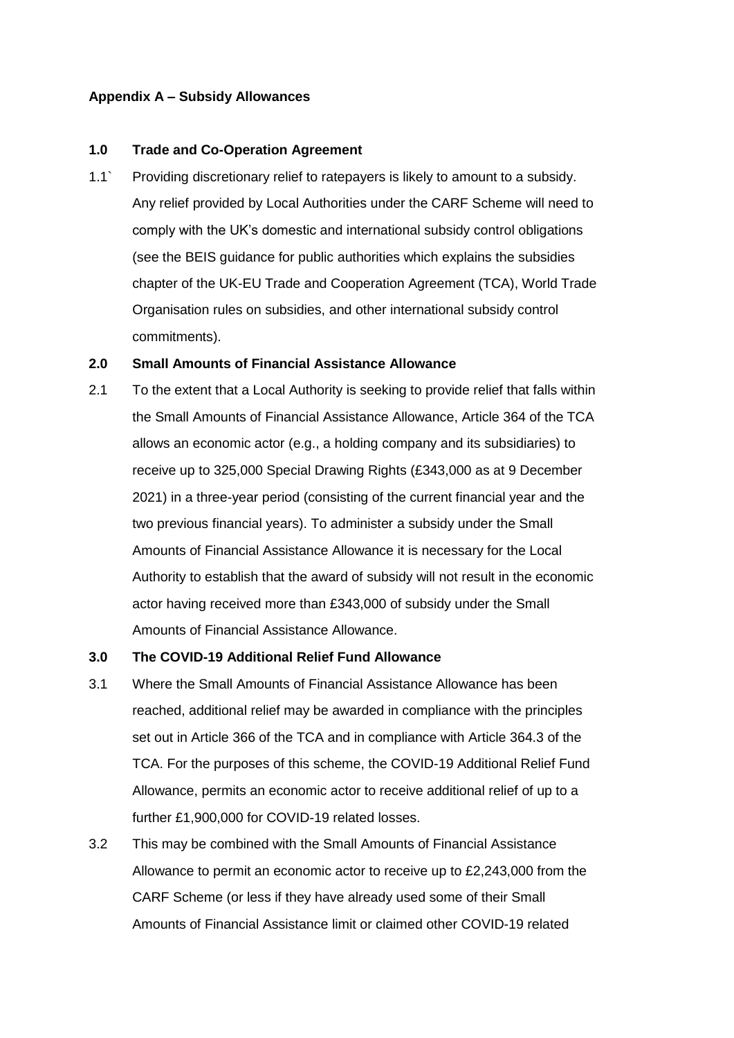**Appendix A – Subsidy Allowances**

**1.0 Trade and Co-Operation Agreement**

1.1` Providing discretionary relief to ratepayers is likely to amount to a subsidy. Any relief provided by Local Authorities under the CARF Scheme will need to comply with the UK's domestic and international subsidy control obligations (see the BEIS guidance for public authorities which explains the subsidies chapter of the UK-EU Trade and Cooperation Agreement (TCA), World Trade Organisation rules on subsidies, and other international subsidy control commitments).

**2.0 Small Amounts of Financial Assistance Allowance**

2.1 To the extent that a Local Authority is seeking to provide relief that falls within the Small Amounts of Financial Assistance Allowance, Article 364 of the TCA allows an economic actor (e.g., a holding company and its subsidiaries) to receive up to 325,000 Special Drawing Rights (£343,000 as at 9 December 2021) in a three-year period (consisting of the current financial year and the two previous financial years). To administer a subsidy under the Small Amounts of Financial Assistance Allowance it is necessary for the Local Authority to establish that the award of subsidy will not result in the economic actor having received more than £343,000 of subsidy under the Small Amounts of Financial Assistance Allowance.

**3.0 The COVID-19 Additional Relief Fund Allowance**

3.1 Where the Small Amounts of Financial Assistance Allowance has been reached, additional relief may be awarded in compliance with the principles set out in Article 366 of the TCA and in compliance with Article 364.3 of the TCA. For the purposes of this scheme, the COVID-19 Additional Relief Fund Allowance, permits an economic actor to receive additional relief of up to a further £1,900,000 for COVID-19 related losses.

3.2 This may be combined with the Small Amounts of Financial Assistance Allowance to permit an economic actor to receive up to £2,243,000 from the CARF Scheme (or less if they have already used some of their Small Amounts of Financial Assistance limit or claimed other COVID-19 related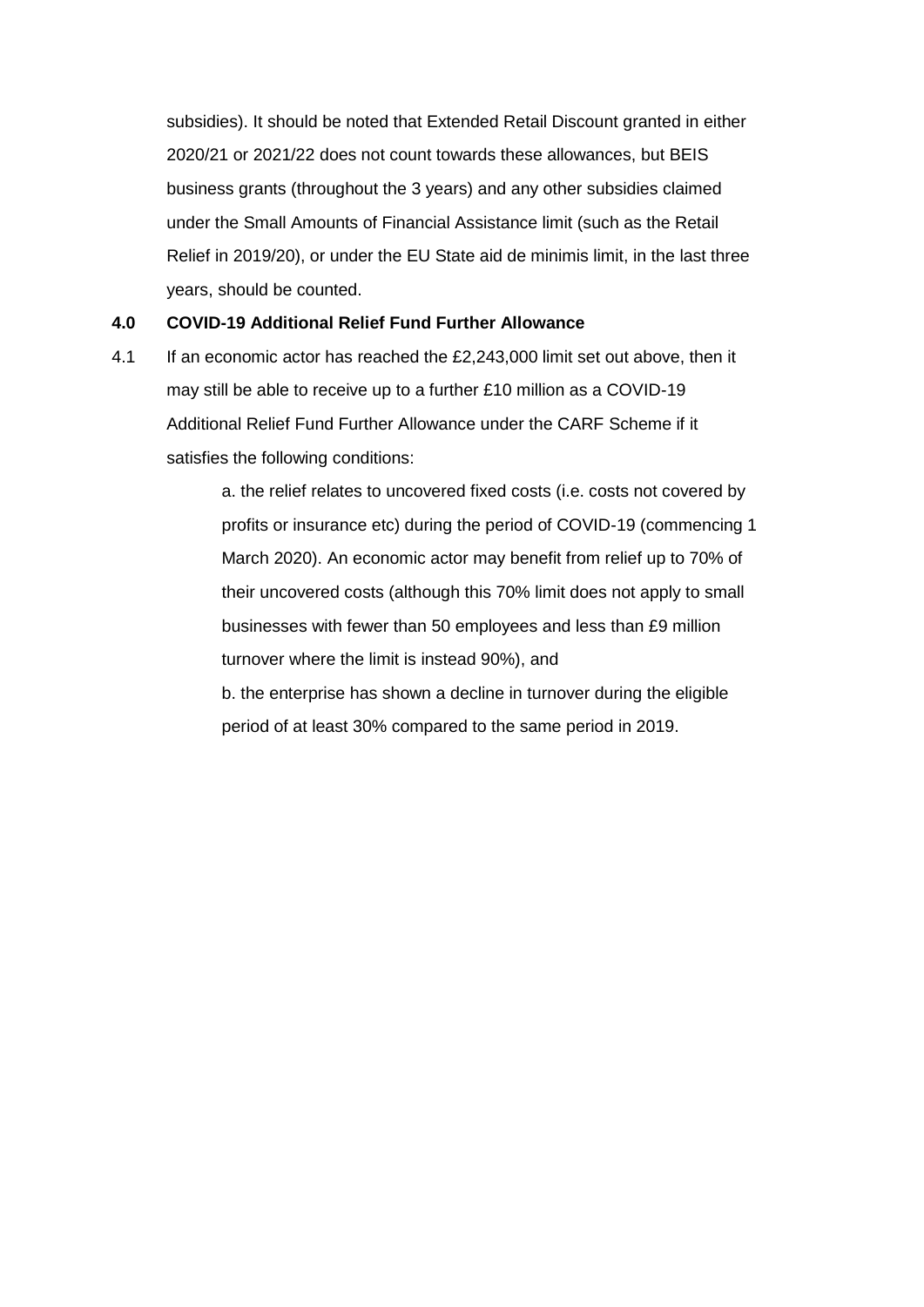subsidies). It should be noted that Extended Retail Discount granted in either 2020/21 or 2021/22 does not count towards these allowances, but BEIS business grants (throughout the 3 years) and any other subsidies claimed under the Small Amounts of Financial Assistance limit (such as the Retail Relief in 2019/20), or under the EU State aid de minimis limit, in the last three years, should be counted.

## 4.0 COVID-19 Additional Relief Fund Further Allowance

4.1 If an economic actor has reached the £2,243,000 limit set out above, then it may still be able to receive up to a further £10 million as a COVID-19 Additional Relief Fund Further Allowance under the CARF Scheme if it satisfies the following conditions:

a. the relief relates to uncovered fixed costs (i.e. costs not covered by profits or insurance etc) during the period of COVID-19 (commencing 1 March 2020). An economic actor may benefit from relief up to 70% of their uncovered costs (although this 70% limit does not apply to small businesses with fewer than 50 employees and less than £9 million turnover where the limit is instead 90%), and

b. the enterprise has shown a decline in turnover during the eligible period of at least 30% compared to the same period in 2019.